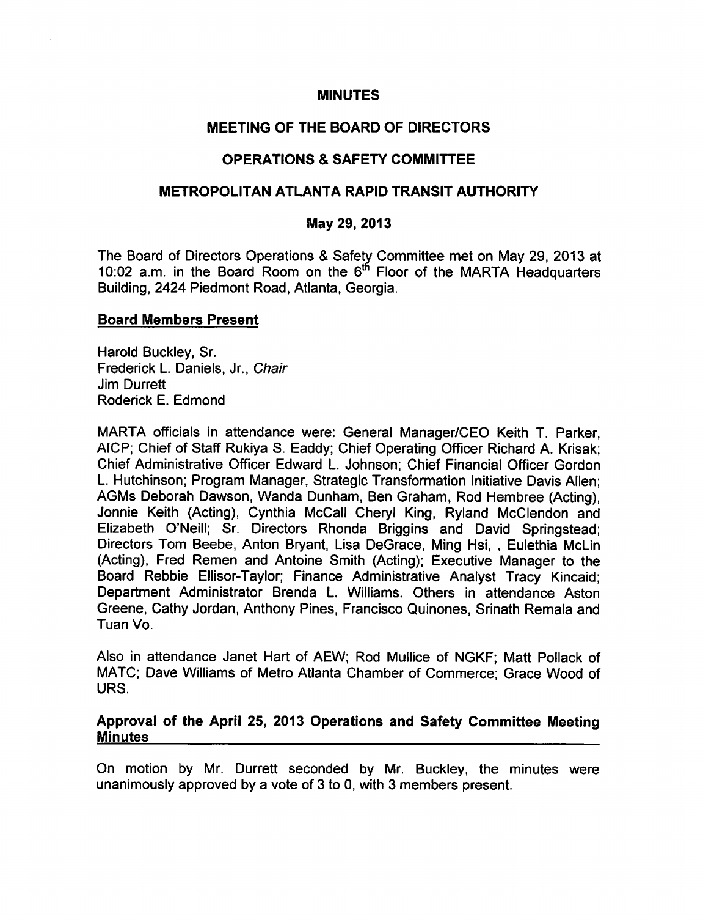# MINUTES

## MEETING OF THE BOARD OF DIRECTORS

## OPERATIONS & SAFETY COMMITTEE

## METROPOLITAN ATLANTA RAPID TRANSIT AUTHORITY

### May 29, 2013

The Board of Directors Operations & Safety Committee met on May 29, 2013 at 10:02 a.m. in the Board Room on the 6th Floor of the MARTA Headquarters Building, 2424 Piedmont Road, Atlanta, Georgia.

**Board Members Present**

Harold Buckley, Sr.
Frederick L. Daniels, Jr., *Chair*
Jim Durrett
Roderick E. Edmond

MARTA officials in attendance were: General Manager/CEO Keith T. Parker, AICP; Chief of Staff Rukiya S. Eaddy; Chief Operating Officer Richard A. Krisak; Chief Administrative Officer Edward L. Johnson; Chief Financial Officer Gordon L. Hutchinson; Program Manager, Strategic Transformation Initiative Davis Allen; AGMs Deborah Dawson, Wanda Dunham, Ben Graham, Rod Hembree (Acting), Jonnie Keith (Acting), Cynthia McCall Cheryl King, Ryland McClendon and Elizabeth O'Neill; Sr. Directors Rhonda Briggins and David Springstead; Directors Tom Beebe, Anton Bryant, Lisa DeGrace, Ming Hsi, , Eulethia McLin (Acting), Fred Remen and Antoine Smith (Acting); Executive Manager to the Board Rebbie Ellisor-Taylor; Finance Administrative Analyst Tracy Kincaid; Department Administrator Brenda L. Williams. Others in attendance Aston Greene, Cathy Jordan, Anthony Pines, Francisco Quinones, Srinath Remala and Tuan Vo.

Also in attendance Janet Hart of AEW; Rod Mullice of NGKF; Matt Pollack of MATC; Dave Williams of Metro Atlanta Chamber of Commerce; Grace Wood of URS.

**Approval of the April 25, 2013 Operations and Safety Committee Meeting Minutes**

On motion by Mr. Durrett seconded by Mr. Buckley, the minutes were unanimously approved by a vote of 3 to 0, with 3 members present.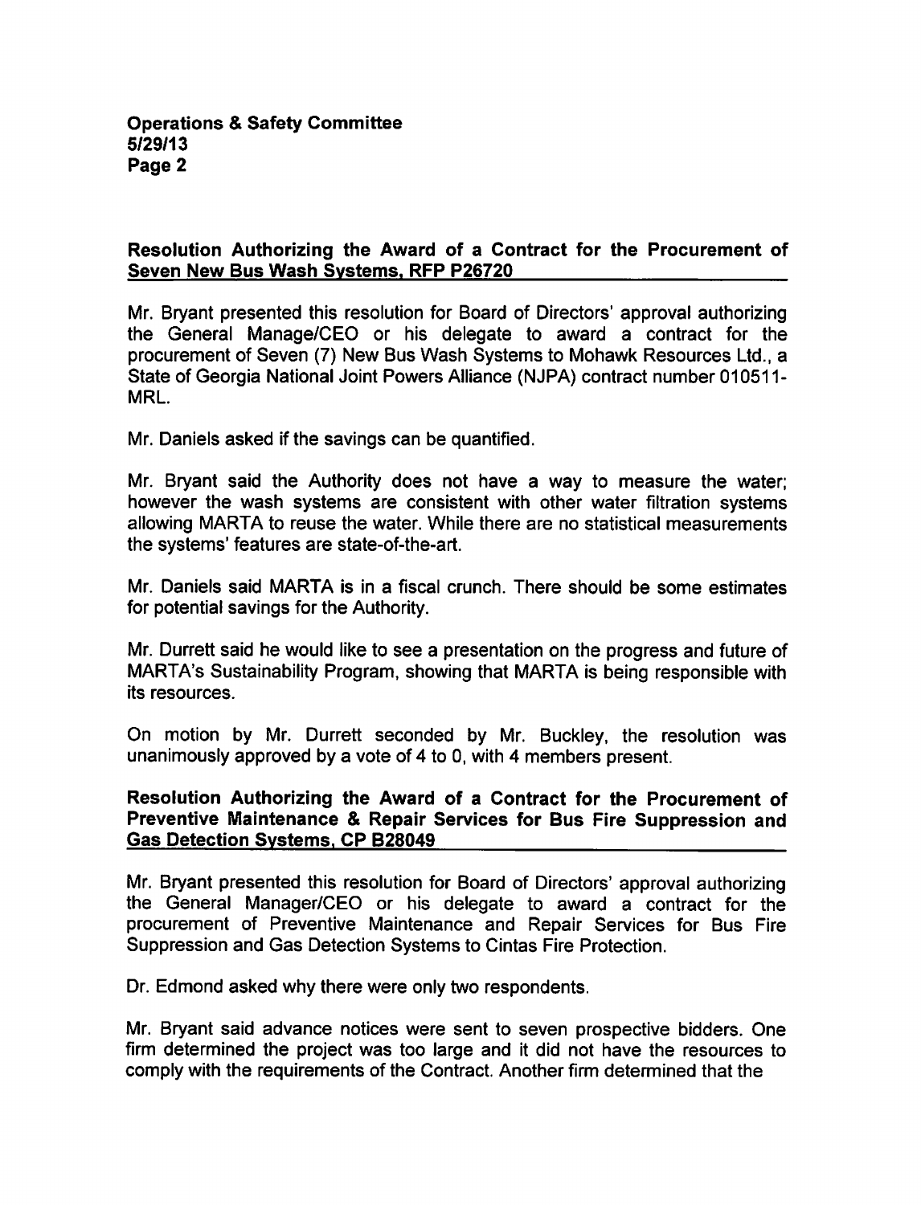### Resolution Authorizing the Award of a Contract for the Procurement of Seven New Bus Wash Systems, RFP P26720

Mr. Bryant presented this resolution for Board of Directors' approval authorizing the General Manage/CEO or his delegate to award a contract for the procurement of Seven (7) New Bus Wash Systems to Mohawk Resources Ltd., a State of Georgia National Joint Powers Alliance (NJPA) contract number 010511-MRL.

Mr. Daniels asked if the savings can be quantified.

Mr. Bryant said the Authority does not have a way to measure the water; however the wash systems are consistent with other water filtration systems allowing MARTA to reuse the water. While there are no statistical measurements the systems' features are state-of-the-art.

Mr. Daniels said MARTA is in a fiscal crunch. There should be some estimates for potential savings for the Authority.

Mr. Durrett said he would like to see a presentation on the progress and future of MARTA's Sustainability Program, showing that MARTA is being responsible with its resources.

On motion by Mr. Durrett seconded by Mr. Buckley, the resolution was unanimously approved by a vote of 4 to 0, with 4 members present.

### Resolution Authorizing the Award of a Contract for the Procurement of Preventive Maintenance & Repair Services for Bus Fire Suppression and Gas Detection Systems, CP B28049

Mr. Bryant presented this resolution for Board of Directors' approval authorizing the General Manager/CEO or his delegate to award a contract for the procurement of Preventive Maintenance and Repair Services for Bus Fire Suppression and Gas Detection Systems to Cintas Fire Protection.

Dr. Edmond asked why there were only two respondents.

Mr. Bryant said advance notices were sent to seven prospective bidders. One firm determined the project was too large and it did not have the resources to comply with the requirements of the Contract. Another firm determined that the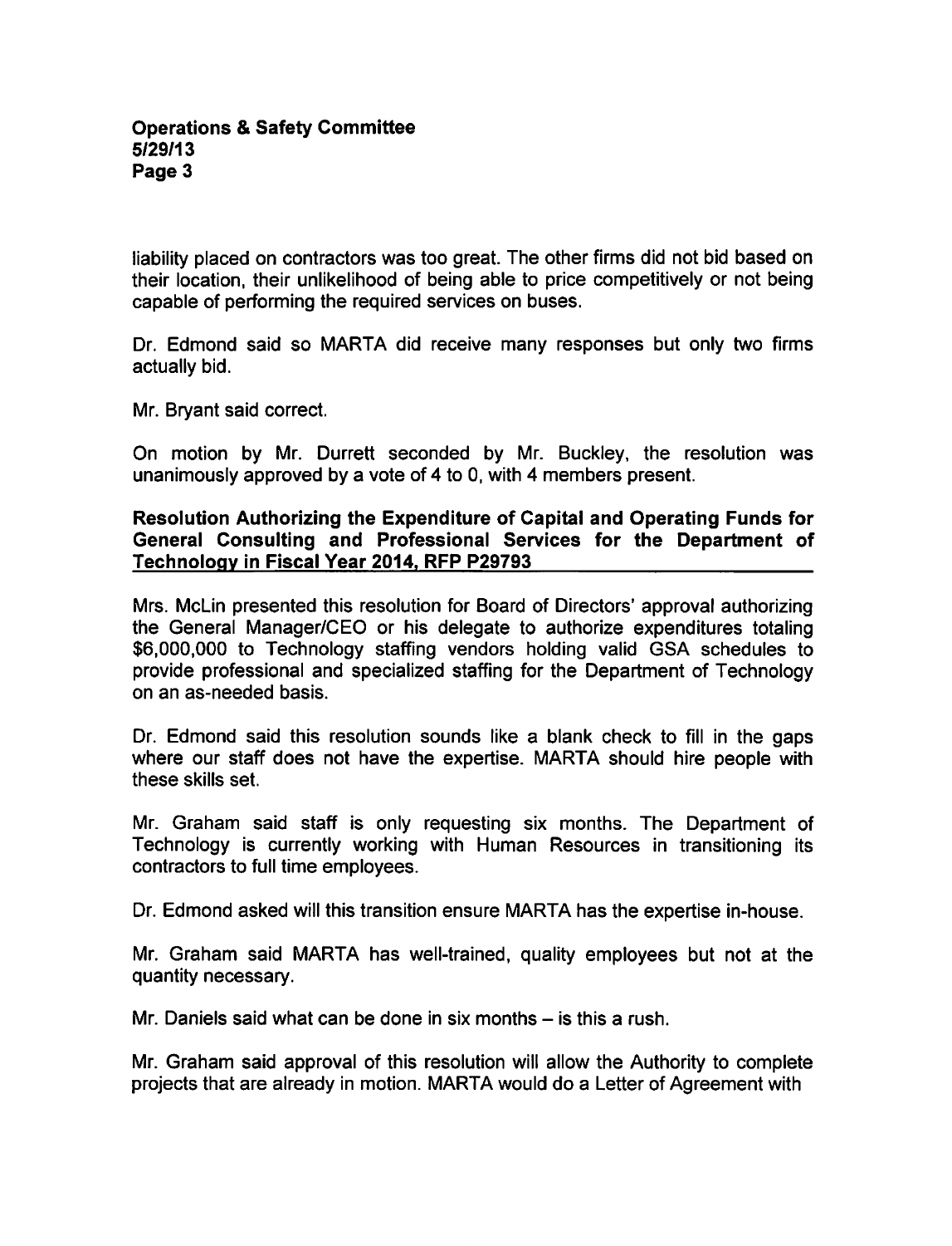liability placed on contractors was too great. The other firms did not bid based on their location, their unlikelihood of being able to price competitively or not being capable of performing the required services on buses.

Dr. Edmond said so MARTA did receive many responses but only two firms actually bid.

Mr. Bryant said correct.

On motion by Mr. Durrett seconded by Mr. Buckley, the resolution was unanimously approved by a vote of 4 to 0, with 4 members present.

**Resolution Authorizing the Expenditure of Capital and Operating Funds for General Consulting and Professional Services for the Department of Technology in Fiscal Year 2014, RFP P29793**

Mrs. McLin presented this resolution for Board of Directors' approval authorizing the General Manager/CEO or his delegate to authorize expenditures totaling $6,000,000 to Technology staffing vendors holding valid GSA schedules to provide professional and specialized staffing for the Department of Technology on an as-needed basis.

Dr. Edmond said this resolution sounds like a blank check to fill in the gaps where our staff does not have the expertise. MARTA should hire people with these skills set.

Mr. Graham said staff is only requesting six months. The Department of Technology is currently working with Human Resources in transitioning its contractors to full time employees.

Dr. Edmond asked will this transition ensure MARTA has the expertise in-house.

Mr. Graham said MARTA has well-trained, quality employees but not at the quantity necessary.

Mr. Daniels said what can be done in six months – is this a rush.

Mr. Graham said approval of this resolution will allow the Authority to complete projects that are already in motion. MARTA would do a Letter of Agreement with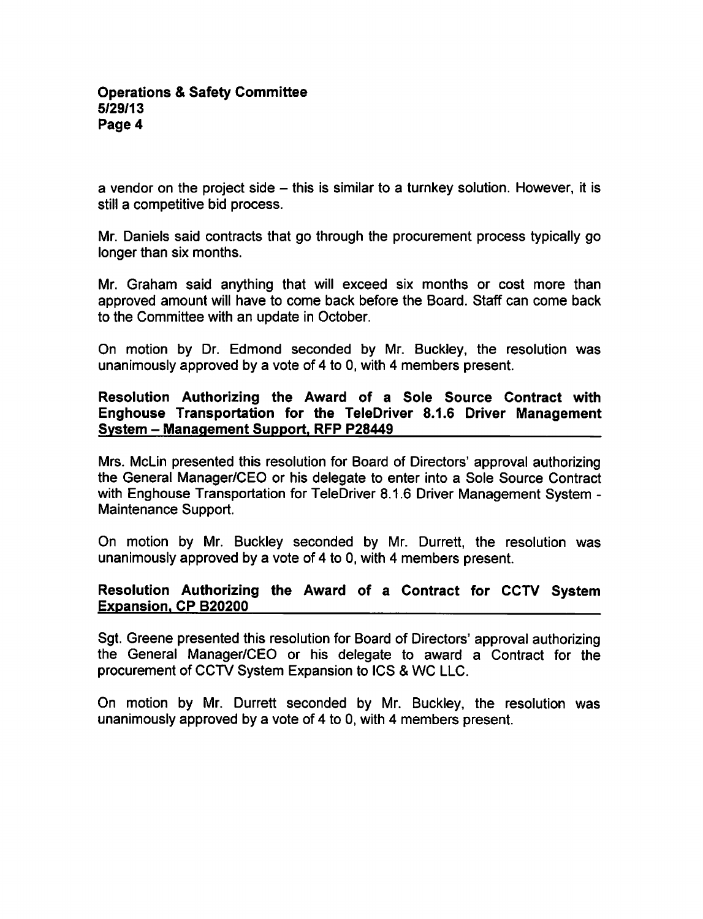a vendor on the project side – this is similar to a turnkey solution. However, it is still a competitive bid process.

Mr. Daniels said contracts that go through the procurement process typically go longer than six months.

Mr. Graham said anything that will exceed six months or cost more than approved amount will have to come back before the Board. Staff can come back to the Committee with an update in October.

On motion by Dr. Edmond seconded by Mr. Buckley, the resolution was unanimously approved by a vote of 4 to 0, with 4 members present.

**Resolution Authorizing the Award of a Sole Source Contract with Enghouse Transportation for the TeleDriver 8.1.6 Driver Management System – Management Support, RFP P28449**

Mrs. McLin presented this resolution for Board of Directors' approval authorizing the General Manager/CEO or his delegate to enter into a Sole Source Contract with Enghouse Transportation for TeleDriver 8.1.6 Driver Management System - Maintenance Support.

On motion by Mr. Buckley seconded by Mr. Durrett, the resolution was unanimously approved by a vote of 4 to 0, with 4 members present.

**Resolution Authorizing the Award of a Contract for CCTV System Expansion, CP B20200**

Sgt. Greene presented this resolution for Board of Directors' approval authorizing the General Manager/CEO or his delegate to award a Contract for the procurement of CCTV System Expansion to ICS & WC LLC.

On motion by Mr. Durrett seconded by Mr. Buckley, the resolution was unanimously approved by a vote of 4 to 0, with 4 members present.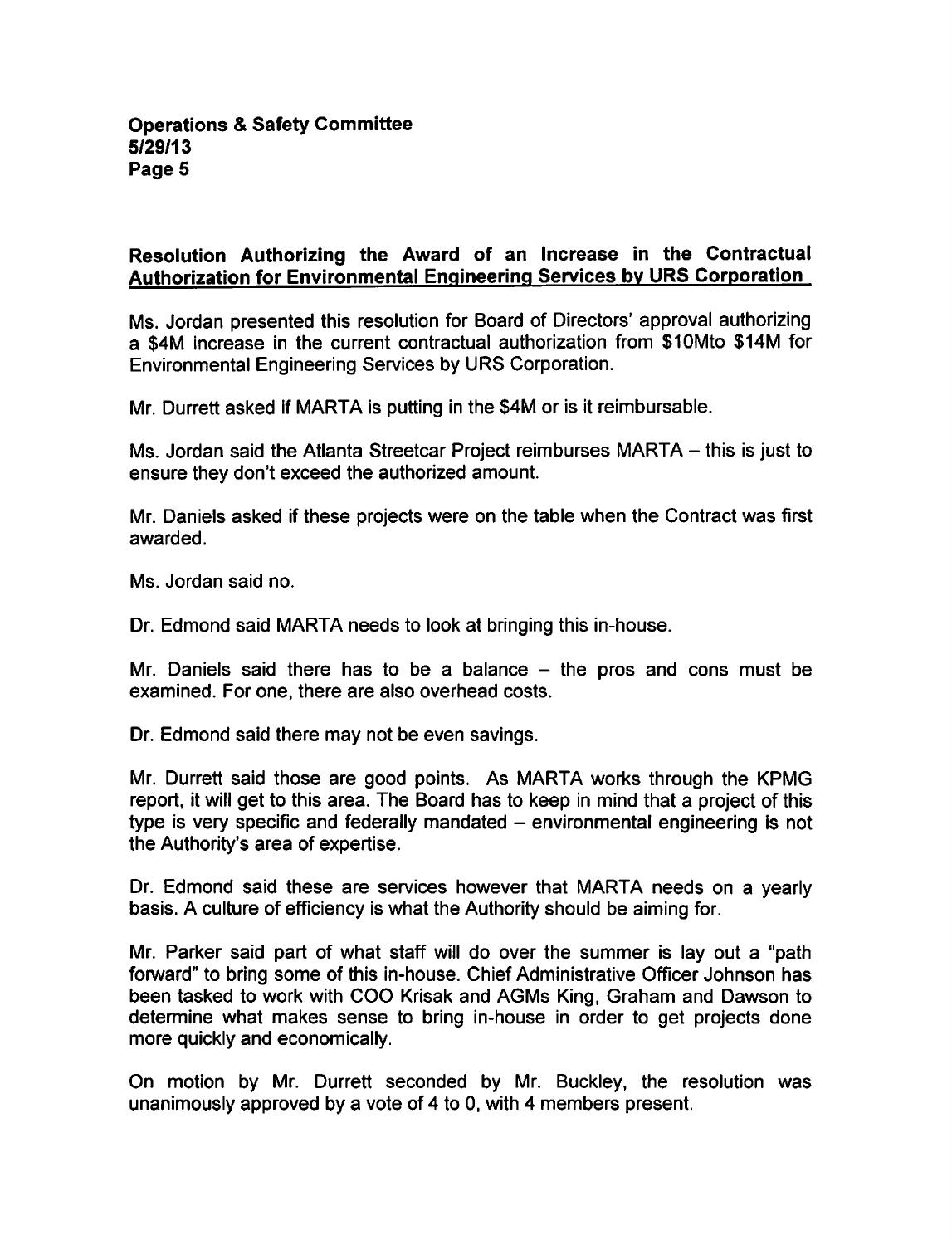**Resolution Authorizing the Award of an Increase in the Contractual Authorization for Environmental Engineering Services by URS Corporation**

Ms. Jordan presented this resolution for Board of Directors' approval authorizing a $4M increase in the current contractual authorization from $10Mto $14M for Environmental Engineering Services by URS Corporation.

Mr. Durrett asked if MARTA is putting in the $4M or is it reimbursable.

Ms. Jordan said the Atlanta Streetcar Project reimburses MARTA – this is just to ensure they don't exceed the authorized amount.

Mr. Daniels asked if these projects were on the table when the Contract was first awarded.

Ms. Jordan said no.

Dr. Edmond said MARTA needs to look at bringing this in-house.

Mr. Daniels said there has to be a balance – the pros and cons must be examined. For one, there are also overhead costs.

Dr. Edmond said there may not be even savings.

Mr. Durrett said those are good points. As MARTA works through the KPMG report, it will get to this area. The Board has to keep in mind that a project of this type is very specific and federally mandated – environmental engineering is not the Authority's area of expertise.

Dr. Edmond said these are services however that MARTA needs on a yearly basis. A culture of efficiency is what the Authority should be aiming for.

Mr. Parker said part of what staff will do over the summer is lay out a "path forward" to bring some of this in-house. Chief Administrative Officer Johnson has been tasked to work with COO Krisak and AGMs King, Graham and Dawson to determine what makes sense to bring in-house in order to get projects done more quickly and economically.

On motion by Mr. Durrett seconded by Mr. Buckley, the resolution was unanimously approved by a vote of 4 to 0, with 4 members present.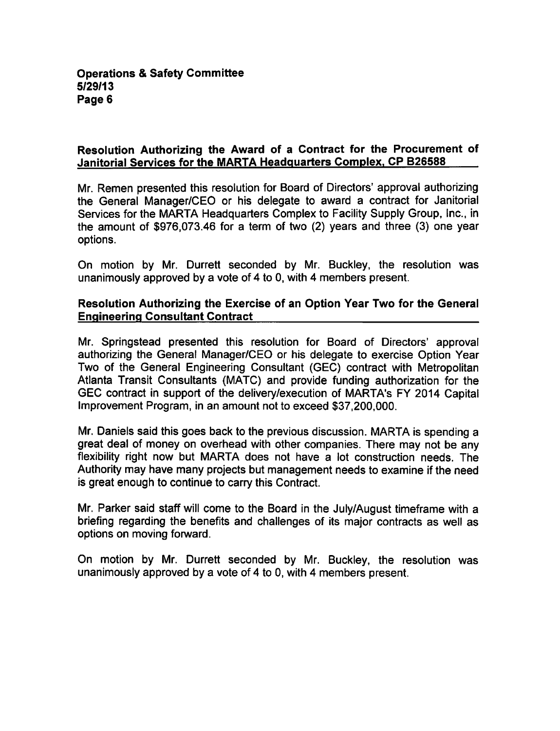## Resolution Authorizing the Award of a Contract for the Procurement of Janitorial Services for the MARTA Headquarters Complex, CP B26588

Mr. Remen presented this resolution for Board of Directors' approval authorizing the General Manager/CEO or his delegate to award a contract for Janitorial Services for the MARTA Headquarters Complex to Facility Supply Group, Inc., in the amount of $976,073.46 for a term of two (2) years and three (3) one year options.

On motion by Mr. Durrett seconded by Mr. Buckley, the resolution was unanimously approved by a vote of 4 to 0, with 4 members present.

## Resolution Authorizing the Exercise of an Option Year Two for the General Engineering Consultant Contract

Mr. Springstead presented this resolution for Board of Directors' approval authorizing the General Manager/CEO or his delegate to exercise Option Year Two of the General Engineering Consultant (GEC) contract with Metropolitan Atlanta Transit Consultants (MATC) and provide funding authorization for the GEC contract in support of the delivery/execution of MARTA's FY 2014 Capital Improvement Program, in an amount not to exceed $37,200,000.

Mr. Daniels said this goes back to the previous discussion. MARTA is spending a great deal of money on overhead with other companies. There may not be any flexibility right now but MARTA does not have a lot construction needs. The Authority may have many projects but management needs to examine if the need is great enough to continue to carry this Contract.

Mr. Parker said staff will come to the Board in the July/August timeframe with a briefing regarding the benefits and challenges of its major contracts as well as options on moving forward.

On motion by Mr. Durrett seconded by Mr. Buckley, the resolution was unanimously approved by a vote of 4 to 0, with 4 members present.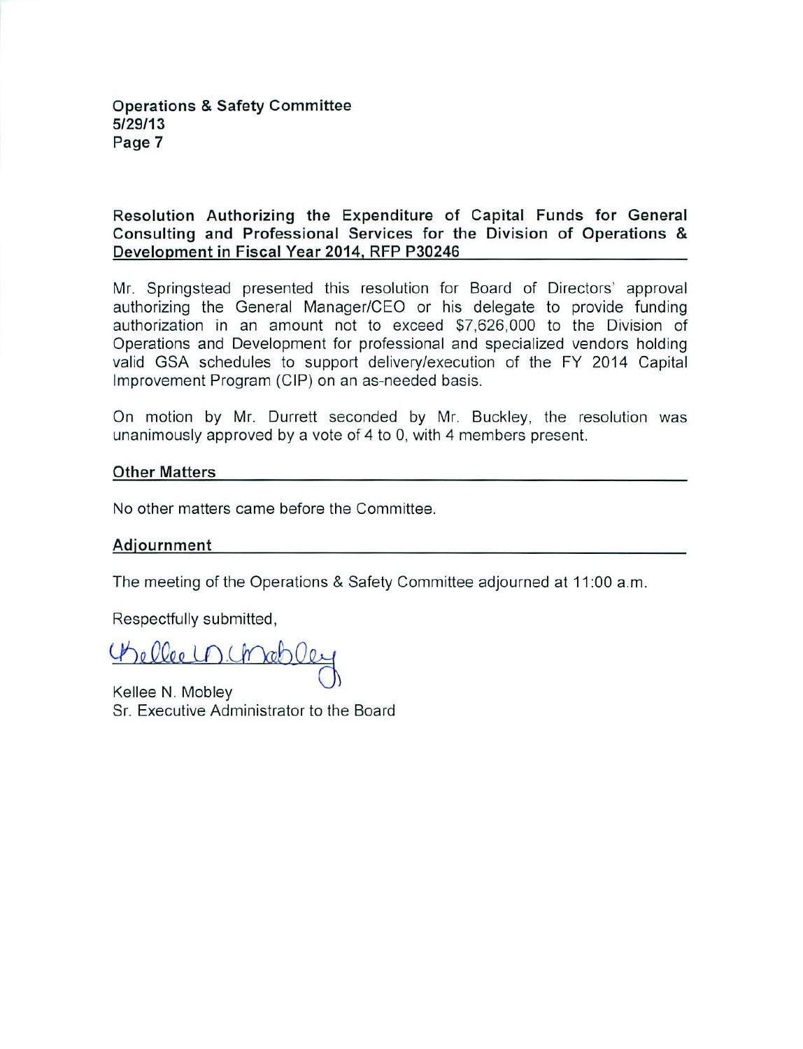### Resolution Authorizing the Expenditure of Capital Funds for General Consulting and Professional Services for the Division of Operations & Development in Fiscal Year 2014, RFP P30246

Mr. Springstead presented this resolution for Board of Directors' approval authorizing the General Manager/CEO or his delegate to provide funding authorization in an amount not to exceed $7,626,000 to the Division of Operations and Development for professional and specialized vendors holding valid GSA schedules to support delivery/execution of the FY 2014 Capital Improvement Program (CIP) on an as-needed basis.

On motion by Mr. Durrett seconded by Mr. Buckley, the resolution was unanimously approved by a vote of 4 to 0, with 4 members present.

### Other Matters

No other matters came before the Committee.

### Adjournment

The meeting of the Operations & Safety Committee adjourned at 11:00 a.m.

Respectfully submitted,

Kellee N. Mobley
Sr. Executive Administrator to the Board